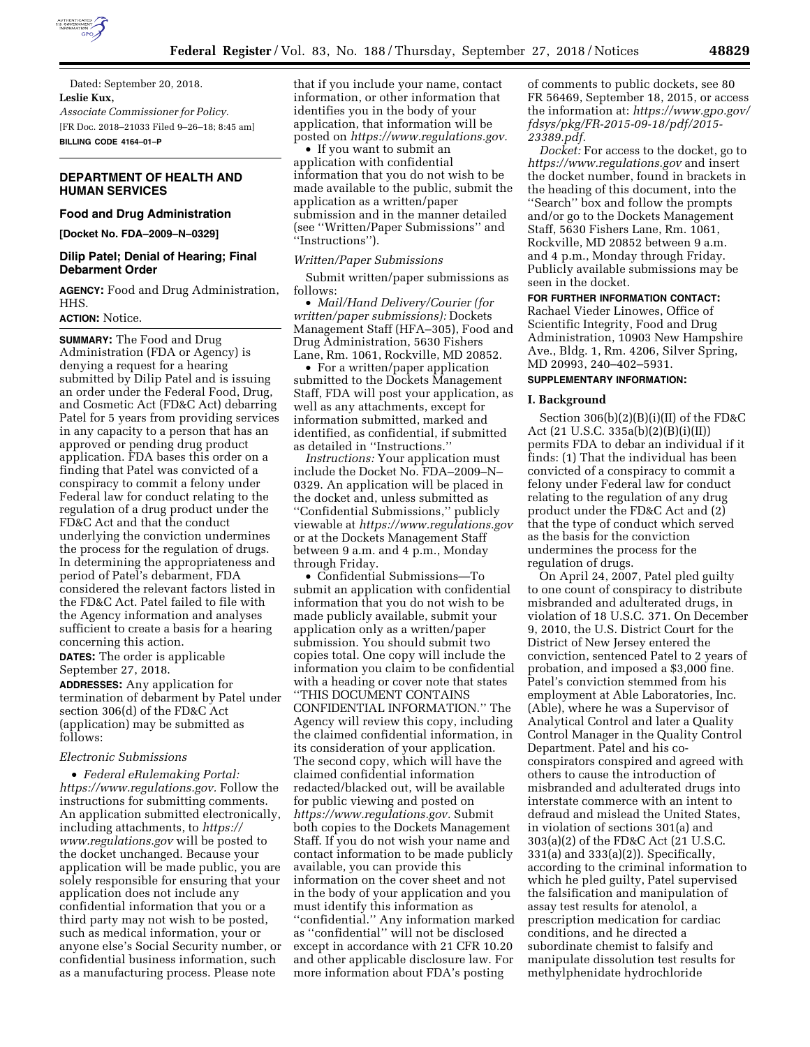Dated: September 20, 2018.

**Leslie Kux,**

*Associate Commissioner for Policy.*

[FR Doc. 2018–21033 Filed 9–26–18; 8:45 am]

**BILLING CODE 4164–01–P**

## DEPARTMENT OF HEALTH AND HUMAN SERVICES

### Food and Drug Administration

**[Docket No. FDA–2009–N–0329]**

### Dilip Patel; Denial of Hearing; Final Debarment Order

**AGENCY:** Food and Drug Administration, HHS.

**ACTION:** Notice.

**SUMMARY:** The Food and Drug Administration (FDA or Agency) is denying a request for a hearing submitted by Dilip Patel and is issuing an order under the Federal Food, Drug, and Cosmetic Act (FD&C Act) debarring Patel for 5 years from providing services in any capacity to a person that has an approved or pending drug product application. FDA bases this order on a finding that Patel was convicted of a conspiracy to commit a felony under Federal law for conduct relating to the regulation of a drug product under the FD&C Act and that the conduct underlying the conviction undermines the process for the regulation of drugs. In determining the appropriateness and period of Patel's debarment, FDA considered the relevant factors listed in the FD&C Act. Patel failed to file with the Agency information and analyses sufficient to create a basis for a hearing concerning this action.

**DATES:** The order is applicable September 27, 2018.

**ADDRESSES:** Any application for termination of debarment by Patel under section 306(d) of the FD&C Act (application) may be submitted as follows:

*Electronic Submissions*

- *Federal eRulemaking Portal: https://www.regulations.gov.* Follow the instructions for submitting comments. An application submitted electronically, including attachments, to *https://www.regulations.gov* will be posted to the docket unchanged. Because your application will be made public, you are solely responsible for ensuring that your application does not include any confidential information that you or a third party may not wish to be posted, such as medical information, your or anyone else's Social Security number, or confidential business information, such as a manufacturing process. Please note that if you include your name, contact information, or other information that identifies you in the body of your application, that information will be posted on *https://www.regulations.gov.*
- If you want to submit an application with confidential information that you do not wish to be made available to the public, submit the application as a written/paper submission and in the manner detailed (see "Written/Paper Submissions" and "Instructions").

*Written/Paper Submissions*

Submit written/paper submissions as follows:

- *Mail/Hand Delivery/Courier (for written/paper submissions):* Dockets Management Staff (HFA–305), Food and Drug Administration, 5630 Fishers Lane, Rm. 1061, Rockville, MD 20852.
- For a written/paper application submitted to the Dockets Management Staff, FDA will post your application, as well as any attachments, except for information submitted, marked and identified, as confidential, if submitted as detailed in "Instructions."

*Instructions:* Your application must include the Docket No. FDA–2009–N–0329. An application will be placed in the docket and, unless submitted as "Confidential Submissions," publicly viewable at *https://www.regulations.gov* or at the Dockets Management Staff between 9 a.m. and 4 p.m., Monday through Friday.

- Confidential Submissions—To submit an application with confidential information that you do not wish to be made publicly available, submit your application only as a written/paper submission. You should submit two copies total. One copy will include the information you claim to be confidential with a heading or cover note that states "THIS DOCUMENT CONTAINS CONFIDENTIAL INFORMATION." The Agency will review this copy, including the claimed confidential information, in its consideration of your application. The second copy, which will have the claimed confidential information redacted/blacked out, will be available for public viewing and posted on *https://www.regulations.gov.* Submit both copies to the Dockets Management Staff. If you do not wish your name and contact information to be made publicly available, you can provide this information on the cover sheet and not in the body of your application and you must identify this information as "confidential." Any information marked as "confidential" will not be disclosed except in accordance with 21 CFR 10.20 and other applicable disclosure law. For more information about FDA's posting of comments to public dockets, see 80 FR 56469, September 18, 2015, or access the information at: *https://www.gpo.gov/fdsys/pkg/FR-2015-09-18/pdf/2015-23389.pdf.*

*Docket:* For access to the docket, go to *https://www.regulations.gov* and insert the docket number, found in brackets in the heading of this document, into the "Search" box and follow the prompts and/or go to the Dockets Management Staff, 5630 Fishers Lane, Rm. 1061, Rockville, MD 20852 between 9 a.m. and 4 p.m., Monday through Friday. Publicly available submissions may be seen in the docket.

**FOR FURTHER INFORMATION CONTACT:** Rachael Vieder Linowes, Office of Scientific Integrity, Food and Drug Administration, 10903 New Hampshire Ave., Bldg. 1, Rm. 4206, Silver Spring, MD 20993, 240–402–5931.

**SUPPLEMENTARY INFORMATION:**

### I. Background

Section 306(b)(2)(B)(i)(II) of the FD&C Act (21 U.S.C. 335a(b)(2)(B)(i)(II)) permits FDA to debar an individual if it finds: (1) That the individual has been convicted of a conspiracy to commit a felony under Federal law for conduct relating to the regulation of any drug product under the FD&C Act and (2) that the type of conduct which served as the basis for the conviction undermines the process for the regulation of drugs.

On April 24, 2007, Patel pled guilty to one count of conspiracy to distribute misbranded and adulterated drugs, in violation of 18 U.S.C. 371. On December 9, 2010, the U.S. District Court for the District of New Jersey entered the conviction, sentenced Patel to 2 years of probation, and imposed a $3,000 fine. Patel's conviction stemmed from his employment at Able Laboratories, Inc. (Able), where he was a Supervisor of Analytical Control and later a Quality Control Manager in the Quality Control Department. Patel and his co-conspirators conspired and agreed with others to cause the introduction of misbranded and adulterated drugs into interstate commerce with an intent to defraud and mislead the United States, in violation of sections 301(a) and 303(a)(2) of the FD&C Act (21 U.S.C. 331(a) and 333(a)(2)). Specifically, according to the criminal information to which he pled guilty, Patel supervised the falsification and manipulation of assay test results for atenolol, a prescription medication for cardiac conditions, and he directed a subordinate chemist to falsify and manipulate dissolution test results for methylphenidate hydrochloride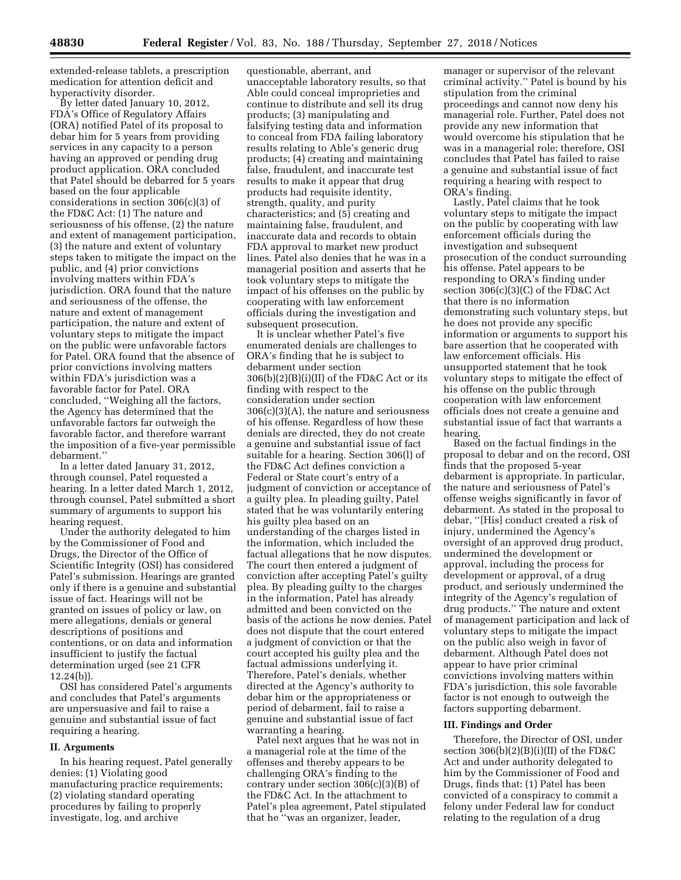extended-release tablets, a prescription medication for attention deficit and hyperactivity disorder.

By letter dated January 10, 2012, FDA's Office of Regulatory Affairs (ORA) notified Patel of its proposal to debar him for 5 years from providing services in any capacity to a person having an approved or pending drug product application. ORA concluded that Patel should be debarred for 5 years based on the four applicable considerations in section 306(c)(3) of the FD&C Act: (1) The nature and seriousness of his offense, (2) the nature and extent of management participation, (3) the nature and extent of voluntary steps taken to mitigate the impact on the public, and (4) prior convictions involving matters within FDA's jurisdiction. ORA found that the nature and seriousness of the offense, the nature and extent of management participation, the nature and extent of voluntary steps to mitigate the impact on the public were unfavorable factors for Patel. ORA found that the absence of prior convictions involving matters within FDA's jurisdiction was a favorable factor for Patel. ORA concluded, ''Weighing all the factors, the Agency has determined that the unfavorable factors far outweigh the favorable factor, and therefore warrant the imposition of a five-year permissible debarment.''

In a letter dated January 31, 2012, through counsel, Patel requested a hearing. In a letter dated March 1, 2012, through counsel, Patel submitted a short summary of arguments to support his hearing request.

Under the authority delegated to him by the Commissioner of Food and Drugs, the Director of the Office of Scientific Integrity (OSI) has considered Patel's submission. Hearings are granted only if there is a genuine and substantial issue of fact. Hearings will not be granted on issues of policy or law, on mere allegations, denials or general descriptions of positions and contentions, or on data and information insufficient to justify the factual determination urged (see 21 CFR 12.24(b)).

OSI has considered Patel's arguments and concludes that Patel's arguments are unpersuasive and fail to raise a genuine and substantial issue of fact requiring a hearing.

## II. Arguments

In his hearing request, Patel generally denies: (1) Violating good manufacturing practice requirements; (2) violating standard operating procedures by failing to properly investigate, log, and archive questionable, aberrant, and unacceptable laboratory results, so that Able could conceal improprieties and continue to distribute and sell its drug products; (3) manipulating and falsifying testing data and information to conceal from FDA failing laboratory results relating to Able's generic drug products; (4) creating and maintaining false, fraudulent, and inaccurate test results to make it appear that drug products had requisite identity, strength, quality, and purity characteristics; and (5) creating and maintaining false, fraudulent, and inaccurate data and records to obtain FDA approval to market new product lines. Patel also denies that he was in a managerial position and asserts that he took voluntary steps to mitigate the impact of his offenses on the public by cooperating with law enforcement officials during the investigation and subsequent prosecution.

It is unclear whether Patel's five enumerated denials are challenges to ORA's finding that he is subject to debarment under section 306(b)(2)(B)(i)(II) of the FD&C Act or its finding with respect to the consideration under section 306(c)(3)(A), the nature and seriousness of his offense. Regardless of how these denials are directed, they do not create a genuine and substantial issue of fact suitable for a hearing. Section 306(l) of the FD&C Act defines conviction a Federal or State court's entry of a judgment of conviction or acceptance of a guilty plea. In pleading guilty, Patel stated that he was voluntarily entering his guilty plea based on an understanding of the charges listed in the information, which included the factual allegations that he now disputes. The court then entered a judgment of conviction after accepting Patel's guilty plea. By pleading guilty to the charges in the information, Patel has already admitted and been convicted on the basis of the actions he now denies. Patel does not dispute that the court entered a judgment of conviction or that the court accepted his guilty plea and the factual admissions underlying it. Therefore, Patel's denials, whether directed at the Agency's authority to debar him or the appropriateness or period of debarment, fail to raise a genuine and substantial issue of fact warranting a hearing.

Patel next argues that he was not in a managerial role at the time of the offenses and thereby appears to be challenging ORA's finding to the contrary under section 306(c)(3)(B) of the FD&C Act. In the attachment to Patel's plea agreement, Patel stipulated that he ''was an organizer, leader, manager or supervisor of the relevant criminal activity.'' Patel is bound by his stipulation from the criminal proceedings and cannot now deny his managerial role. Further, Patel does not provide any new information that would overcome his stipulation that he was in a managerial role; therefore, OSI concludes that Patel has failed to raise a genuine and substantial issue of fact requiring a hearing with respect to ORA's finding.

Lastly, Patel claims that he took voluntary steps to mitigate the impact on the public by cooperating with law enforcement officials during the investigation and subsequent prosecution of the conduct surrounding his offense. Patel appears to be responding to ORA's finding under section 306(c)(3)(C) of the FD&C Act that there is no information demonstrating such voluntary steps, but he does not provide any specific information or arguments to support his bare assertion that he cooperated with law enforcement officials. His unsupported statement that he took voluntary steps to mitigate the effect of his offense on the public through cooperation with law enforcement officials does not create a genuine and substantial issue of fact that warrants a hearing.

Based on the factual findings in the proposal to debar and on the record, OSI finds that the proposed 5-year debarment is appropriate. In particular, the nature and seriousness of Patel's offense weighs significantly in favor of debarment. As stated in the proposal to debar, ''[His] conduct created a risk of injury, undermined the Agency's oversight of an approved drug product, undermined the development or approval, including the process for development or approval, of a drug product, and seriously undermined the integrity of the Agency's regulation of drug products.'' The nature and extent of management participation and lack of voluntary steps to mitigate the impact on the public also weigh in favor of debarment. Although Patel does not appear to have prior criminal convictions involving matters within FDA's jurisdiction, this sole favorable factor is not enough to outweigh the factors supporting debarment.

## III. Findings and Order

Therefore, the Director of OSI, under section 306(b)(2)(B)(i)(II) of the FD&C Act and under authority delegated to him by the Commissioner of Food and Drugs, finds that: (1) Patel has been convicted of a conspiracy to commit a felony under Federal law for conduct relating to the regulation of a drug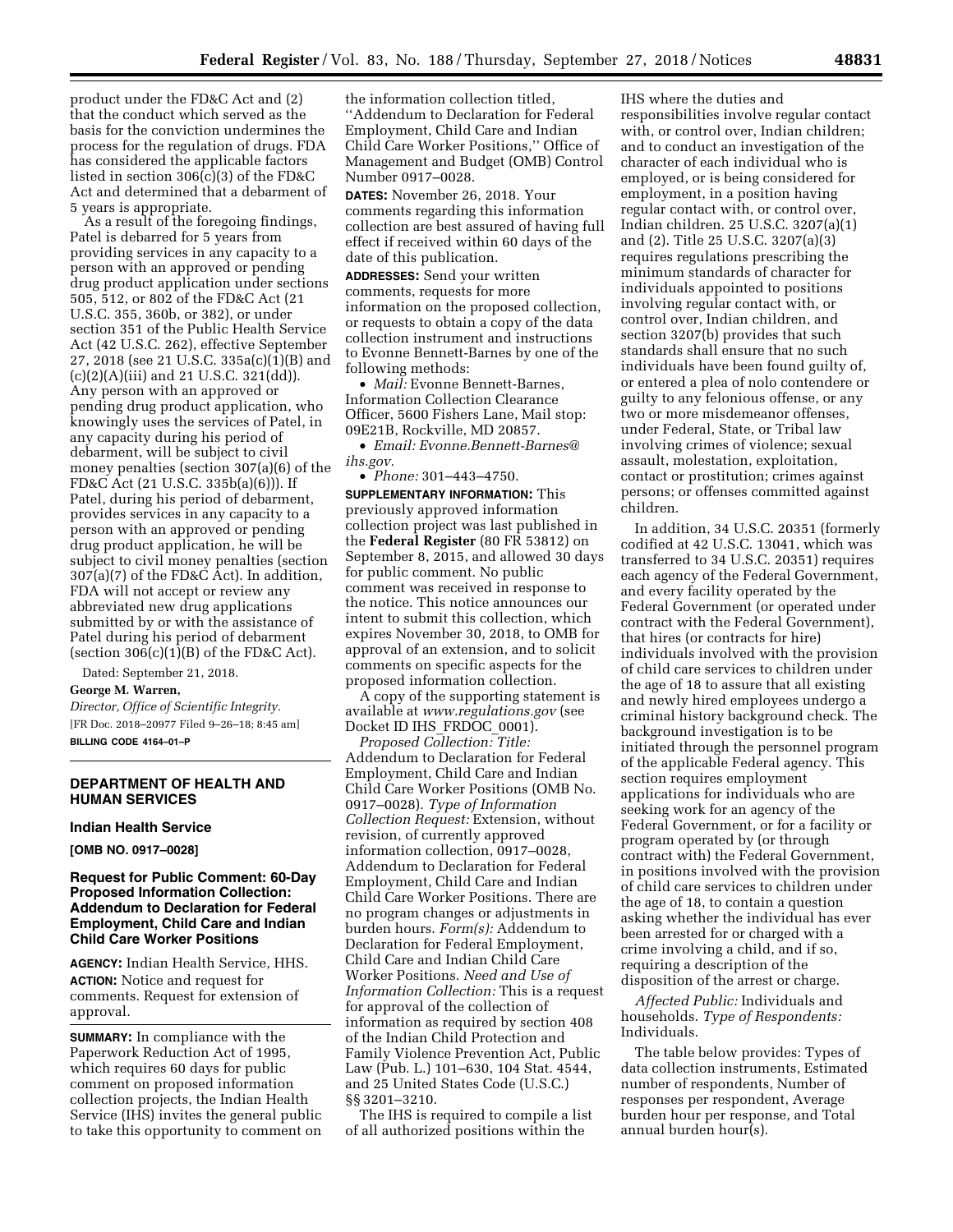product under the FD&C Act and (2) that the conduct which served as the basis for the conviction undermines the process for the regulation of drugs. FDA has considered the applicable factors listed in section 306(c)(3) of the FD&C Act and determined that a debarment of 5 years is appropriate.

As a result of the foregoing findings, Patel is debarred for 5 years from providing services in any capacity to a person with an approved or pending drug product application under sections 505, 512, or 802 of the FD&C Act (21 U.S.C. 355, 360b, or 382), or under section 351 of the Public Health Service Act (42 U.S.C. 262), effective September 27, 2018 (see 21 U.S.C. 335a(c)(1)(B) and (c)(2)(A)(iii) and 21 U.S.C. 321(dd)). Any person with an approved or pending drug product application, who knowingly uses the services of Patel, in any capacity during his period of debarment, will be subject to civil money penalties (section 307(a)(6) of the FD&C Act (21 U.S.C. 335b(a)(6))). If Patel, during his period of debarment, provides services in any capacity to a person with an approved or pending drug product application, he will be subject to civil money penalties (section 307(a)(7) of the FD&C Act). In addition, FDA will not accept or review any abbreviated new drug applications submitted by or with the assistance of Patel during his period of debarment (section 306(c)(1)(B) of the FD&C Act).

Dated: September 21, 2018.

**George M. Warren,**

*Director, Office of Scientific Integrity.*

[FR Doc. 2018–20977 Filed 9–26–18; 8:45 am]

**BILLING CODE 4164–01–P**

## DEPARTMENT OF HEALTH AND HUMAN SERVICES

### Indian Health Service

**[OMB NO. 0917–0028]**

### Request for Public Comment: 60-Day Proposed Information Collection: Addendum to Declaration for Federal Employment, Child Care and Indian Child Care Worker Positions

**AGENCY:** Indian Health Service, HHS.

**ACTION:** Notice and request for comments. Request for extension of approval.

**SUMMARY:** In compliance with the Paperwork Reduction Act of 1995, which requires 60 days for public comment on proposed information collection projects, the Indian Health Service (IHS) invites the general public to take this opportunity to comment on the information collection titled, ''Addendum to Declaration for Federal Employment, Child Care and Indian Child Care Worker Positions,'' Office of Management and Budget (OMB) Control Number 0917–0028.

**DATES:** November 26, 2018. Your comments regarding this information collection are best assured of having full effect if received within 60 days of the date of this publication.

**ADDRESSES:** Send your written comments, requests for more information on the proposed collection, or requests to obtain a copy of the data collection instrument and instructions to Evonne Bennett-Barnes by one of the following methods:

- *Mail:* Evonne Bennett-Barnes, Information Collection Clearance Officer, 5600 Fishers Lane, Mail stop: 09E21B, Rockville, MD 20857.
- *Email: Evonne.Bennett-Barnes@ihs.gov.*
- *Phone:* 301–443–4750.

**SUPPLEMENTARY INFORMATION:** This previously approved information collection project was last published in the **Federal Register** (80 FR 53812) on September 8, 2015, and allowed 30 days for public comment. No public comment was received in response to the notice. This notice announces our intent to submit this collection, which expires November 30, 2018, to OMB for approval of an extension, and to solicit comments on specific aspects for the proposed information collection.

A copy of the supporting statement is available at *www.regulations.gov* (see Docket ID IHS_FRDOC_0001).

*Proposed Collection: Title:* Addendum to Declaration for Federal Employment, Child Care and Indian Child Care Worker Positions (OMB No. 0917–0028). *Type of Information Collection Request:* Extension, without revision, of currently approved information collection, 0917–0028, Addendum to Declaration for Federal Employment, Child Care and Indian Child Care Worker Positions. There are no program changes or adjustments in burden hours. *Form(s):* Addendum to Declaration for Federal Employment, Child Care and Indian Child Care Worker Positions. *Need and Use of Information Collection:* This is a request for approval of the collection of information as required by section 408 of the Indian Child Protection and Family Violence Prevention Act, Public Law (Pub. L.) 101–630, 104 Stat. 4544, and 25 United States Code (U.S.C.) §§ 3201–3210.

The IHS is required to compile a list of all authorized positions within the IHS where the duties and responsibilities involve regular contact with, or control over, Indian children; and to conduct an investigation of the character of each individual who is employed, or is being considered for employment, in a position having regular contact with, or control over, Indian children. 25 U.S.C. 3207(a)(1) and (2). Title 25 U.S.C. 3207(a)(3) requires regulations prescribing the minimum standards of character for individuals appointed to positions involving regular contact with, or control over, Indian children, and section 3207(b) provides that such standards shall ensure that no such individuals have been found guilty of, or entered a plea of nolo contendere or guilty to any felonious offense, or any two or more misdemeanor offenses, under Federal, State, or Tribal law involving crimes of violence; sexual assault, molestation, exploitation, contact or prostitution; crimes against persons; or offenses committed against children.

In addition, 34 U.S.C. 20351 (formerly codified at 42 U.S.C. 13041, which was transferred to 34 U.S.C. 20351) requires each agency of the Federal Government, and every facility operated by the Federal Government (or operated under contract with the Federal Government), that hires (or contracts for hire) individuals involved with the provision of child care services to children under the age of 18 to assure that all existing and newly hired employees undergo a criminal history background check. The background investigation is to be initiated through the personnel program of the applicable Federal agency. This section requires employment applications for individuals who are seeking work for an agency of the Federal Government, or for a facility or program operated by (or through contract with) the Federal Government, in positions involved with the provision of child care services to children under the age of 18, to contain a question asking whether the individual has ever been arrested for or charged with a crime involving a child, and if so, requiring a description of the disposition of the arrest or charge.

*Affected Public:* Individuals and households. *Type of Respondents:* Individuals.

The table below provides: Types of data collection instruments, Estimated number of respondents, Number of responses per respondent, Average burden hour per response, and Total annual burden hour(s).